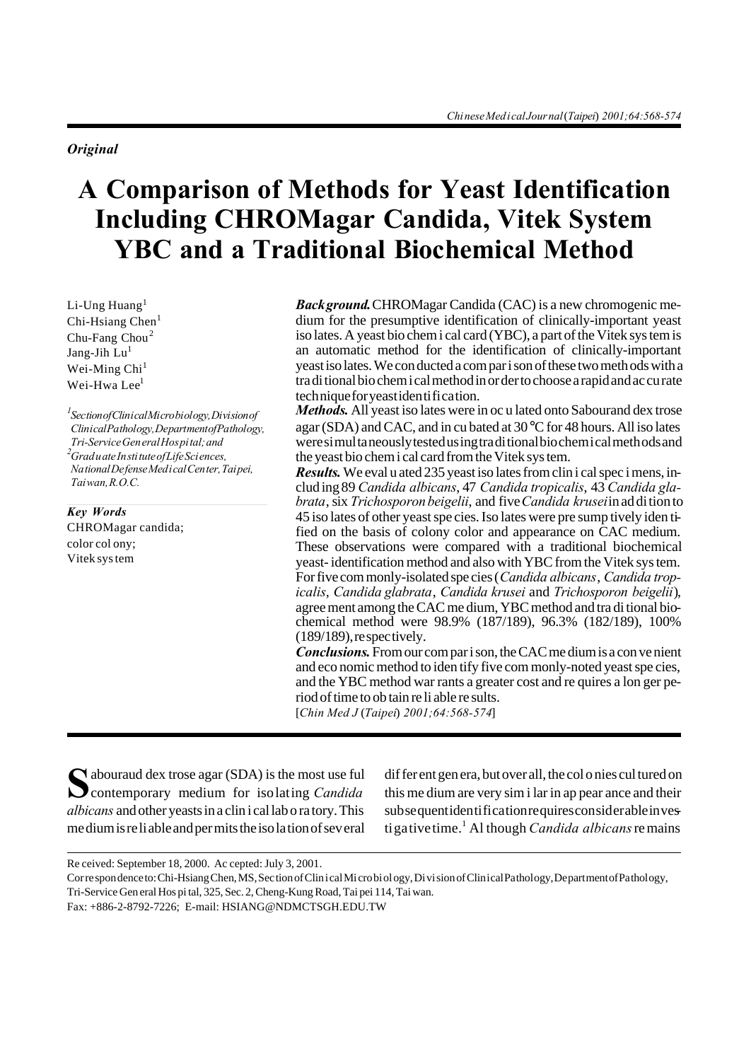*Original*

# A Comparison of Methods for Yeast Identification Including CHROMagar Candida, Vitek System YBC and a Traditional Biochemical Method

Li-Ung Huang[1]
Chi-Hsiang Chen[1]
Chu-Fang Chou[2]
Jang-Jih Lu[1]
Wei-Ming Chi[1]
Wei-Hwa Lee[1]

[1]Section of Clinical Microbiology, Division of Clinical Pathology, Department of Pathology, Tri-Service General Hospital; and
[2]Graduate Institute of Life Sciences, National Defense Medical Center, Taipei, Taiwan, R.O.C.

***Key Words***
CHROMagar candida;
color colony;
Vitek system

***Background.*** CHROMagar Candida (CAC) is a new chromogenic medium for the presumptive identification of clinically-important yeast isolates. A yeast biochemical card (YBC), a part of the Vitek system is an automatic method for the identification of clinically-important yeast isolates. We conducted a comparison of these two methods with a traditional biochemical method in order to choose a rapid and accurate technique for yeast identification.

***Methods.*** All yeast isolates were inoculated onto Sabourand dextrose agar (SDA) and CAC, and incubated at 30 °C for 48 hours. All isolates were simultaneously tested using traditional biochemical methods and the yeast biochemical card from the Vitek system.

***Results.*** We evaluated 235 yeast isolates from clinical specimens, including 89 *Candida albicans*, 47 *Candida tropicalis*, 43 *Candida glabrata*, six *Trichosporon beigelii*, and five *Candida krusei* in addition to 45 isolates of other yeast species. Isolates were presumptively identified on the basis of colony color and appearance on CAC medium. These observations were compared with a traditional biochemical yeast-identification method and also with YBC from the Vitek system. For five commonly-isolated species (*Candida albicans*, *Candida tropicalis*, *Candida glabrata*, *Candida krusei* and *Trichosporon beigelii*), agreement among the CAC medium, YBC method and traditional biochemical method were 98.9% (187/189), 96.3% (182/189), 100% (189/189), respectively.

***Conclusions.*** From our comparison, the CAC medium is a convenient and economic method to identify five commonly-noted yeast species, and the YBC method warrants a greater cost and requires a longer period of time to obtain reliable results.

[*Chin Med J* (*Taipei*) *2001;64:568-574*]

Sabouraud dextrose agar (SDA) is the most useful contemporary medium for isolating *Candida albicans* and other yeasts in a clinical laboratory. This medium is reliable and permits the isolation of several different genera, but overall, the colonies cultured on this medium are very similar in appearance and their subsequent identification requires considerable investigative time.[1] Although *Candida albicans* remains

Received: September 18, 2000. Accepted: July 3, 2001.
Correspondence to: Chi-Hsiang Chen, MS, Section of Clinical Microbiology, Division of Clinical Pathology, Department of Pathology, Tri-Service General Hospital, 325, Sec. 2, Cheng-Kung Road, Taipei 114, Taiwan.
Fax: +886-2-8792-7226; E-mail: HSIANG@NDMCTSGH.EDU.TW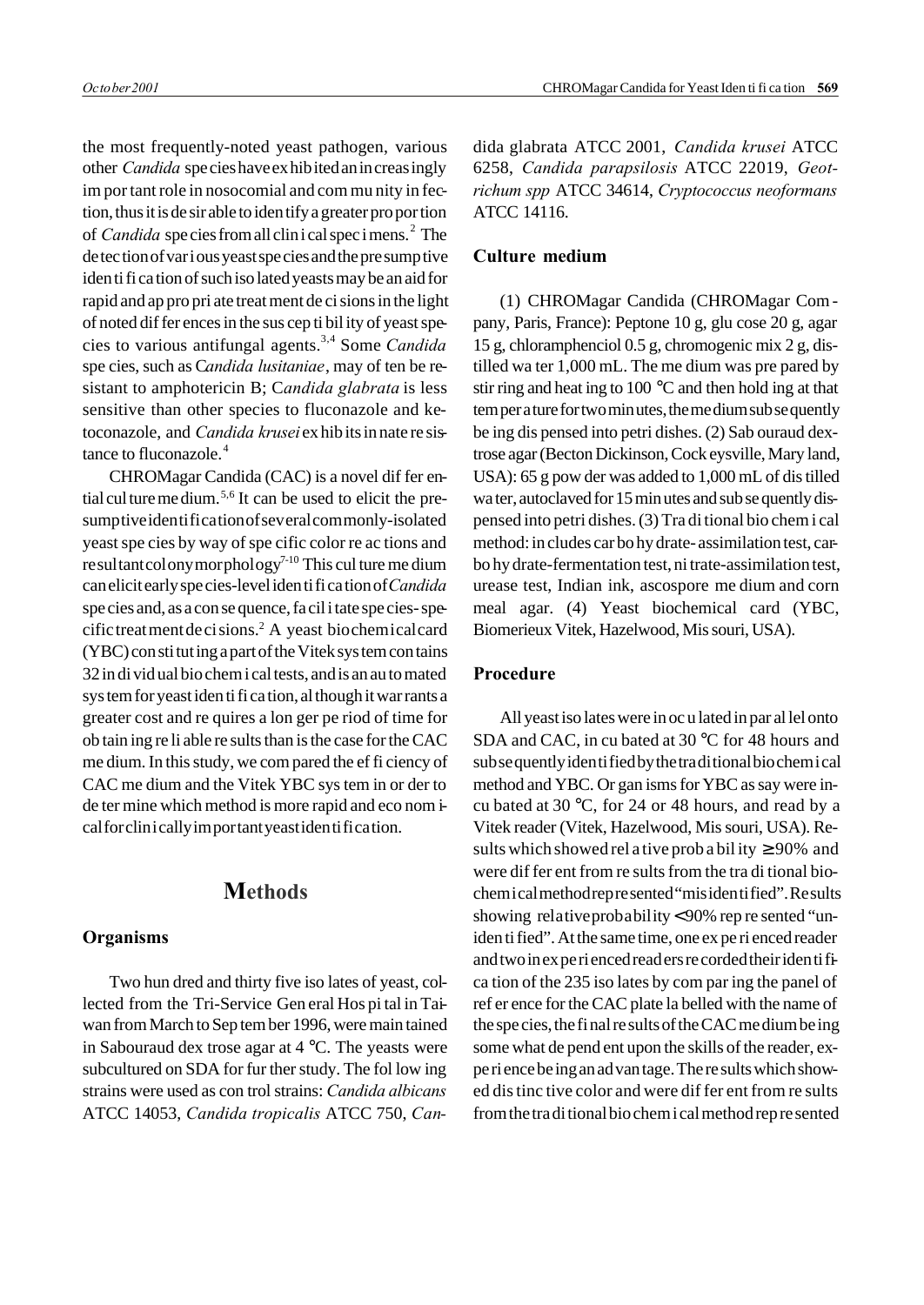the most frequently-noted yeast pathogen, various other *Candida* species have exhibited an increasingly important role in nosocomial and community infection, thus it is desirable to identify a greater proportion of *Candida* species from all clinical specimens.[2] The detection of various yeast species and the presumptive identification of such isolated yeasts may be an aid for rapid and appropriate treatment decisions in the light of noted differences in the susceptibility of yeast species to various antifungal agents.[3,4] Some *Candida* species, such as C*andida lusitaniae*, may often be resistant to amphotericin B; C*andida glabrata* is less sensitive than other species to fluconazole and ketoconazole, and *Candida krusei* exhibits innate resistance to fluconazole.[4]

CHROMagar Candida (CAC) is a novel differential culture medium.[5,6] It can be used to elicit the presumptive identification of several commonly-isolated yeast species by way of specific color reactions and resultant colony morphology[7-10] This culture medium can elicit early species-level identification of *Candida* species and, as a consequence, facilitate species-specific treatment decisions.[2] A yeast biochemical card (YBC) constituting a part of the Vitek system contains 32 individual biochemical tests, and is an automated system for yeast identification, although it warrants a greater cost and requires a longer period of time for obtaining reliable results than is the case for the CAC medium. In this study, we compared the efficiency of CAC medium and the Vitek YBC system in order to determine which method is more rapid and economical for clinically important yeast identification.

# Methods

### Organisms

Two hundred and thirty five isolates of yeast, collected from the Tri-Service General Hospital in Taiwan from March to September 1996, were maintained in Sabouraud dextrose agar at 4 °C. The yeasts were subcultured on SDA for further study. The following strains were used as control strains: *Candida albicans* ATCC 14053, *Candida tropicalis* ATCC 750, *Candida glabrata* ATCC 2001, *Candida krusei* ATCC 6258, *Candida parapsilosis* ATCC 22019, *Geotrichum spp* ATCC 34614, *Cryptococcus neoformans* ATCC 14116.

### Culture medium

(1) CHROMagar Candida (CHROMagar Company, Paris, France): Peptone 10 g, glucose 20 g, agar 15 g, chloramphenciol 0.5 g, chromogenic mix 2 g, distilled water 1,000 mL. The medium was prepared by stirring and heating to 100 °C and then holding at that temperature for two minutes, the medium subsequently being dispensed into petri dishes. (2) Sabouraud dextrose agar (Becton Dickinson, Cockeysville, Maryland, USA): 65 g powder was added to 1,000 mL of distilled water, autoclaved for 15 minutes and subsequently dispensed into petri dishes. (3) Traditional biochemical method: includes carbohydrate-assimilation test, carbohydrate-fermentation test, nitrate-assimilation test, urease test, Indian ink, ascospore medium and corn meal agar. (4) Yeast biochemical card (YBC, Biomerieux Vitek, Hazelwood, Missouri, USA).

### Procedure

All yeast isolates were inoculated in parallel onto SDA and CAC, incubated at 30 °C for 48 hours and subsequently identified by the traditional biochemical method and YBC. Organisms for YBC assay were incubated at 30 °C, for 24 or 48 hours, and read by a Vitek reader (Vitek, Hazelwood, Missouri, USA). Results which showed relative probability ≥ 90% and were different from results from the traditional biochemical method represented "misidentified". Results showing relative probability < 90% represented "unidentified". At the same time, one experienced reader and two inexperienced readers recorded their identification of the 235 isolates by comparing the panel of reference for the CAC plate labelled with the name of the species, the final results of the CAC medium being somewhat dependent upon the skills of the reader, experience being an advantage. The results which showed distinctive color and were different from results from the traditional biochemical method represented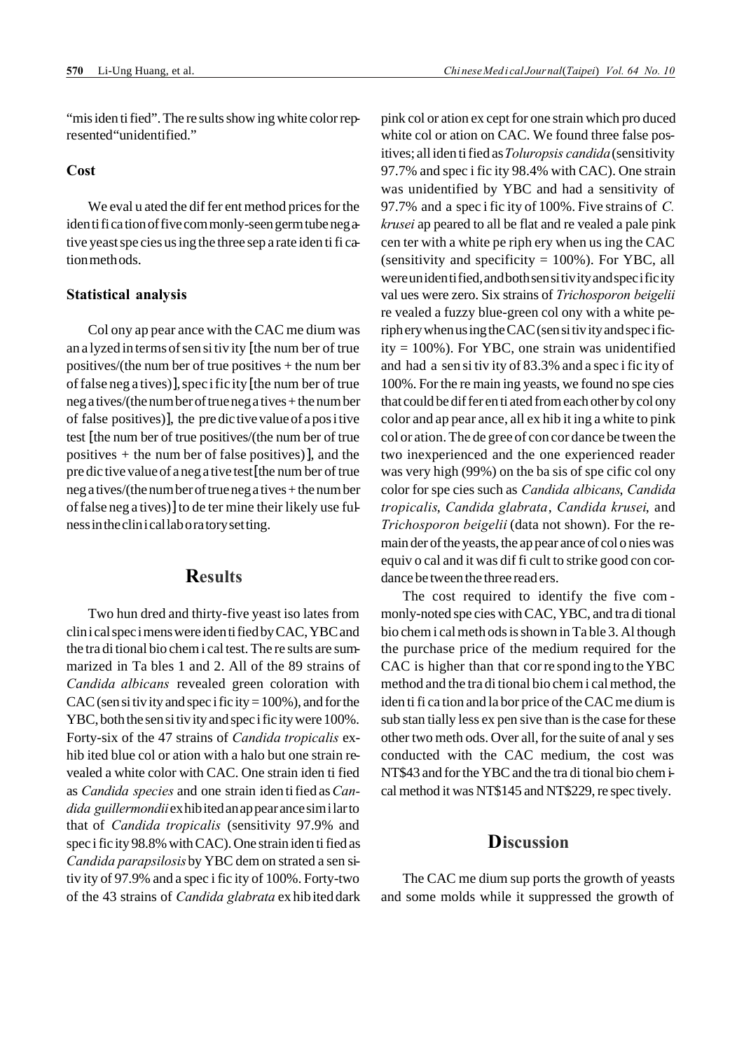"misidentified". The results showing white color represented "unidentified."

### Cost

We evaluated the different method prices for the identification of five commonly-seen germ tube negative yeast species using the three separate identification methods.

### Statistical analysis

Colony appearance with the CAC medium was analyzed in terms of sensitivity [the number of true positives/(the number of true positives + the number of false negatives)], specificity [the number of true negatives/(the number of true negatives + the number of false positives)], the predictive value of a positive test [the number of true positives/(the number of true positives + the number of false positives)], and the predictive value of a negative test [the number of true negatives/(the number of true negatives + the number of false negatives)] to determine their likely usefulness in the clinical laboratory setting.

## Results

Two hundred and thirty-five yeast isolates from clinical specimens were identified by CAC, YBC and the traditional biochemical test. The results are summarized in Tables 1 and 2. All of the 89 strains of *Candida albicans* revealed green coloration with CAC (sensitivity and specificity = 100%), and for the YBC, both the sensitivity and specificity were 100%. Forty-six of the 47 strains of *Candida tropicalis* exhibited blue coloration with a halo but one strain revealed a white color with CAC. One strain identified as *Candida species* and one strain identified as *Candida guillermondii* exhibited an appearance similar to that of *Candida tropicalis* (sensitivity 97.9% and specificity 98.8% with CAC). One strain identified as *Candida parapsilosis* by YBC demonstrated a sensitivity of 97.9% and a specificity of 100%. Forty-two of the 43 strains of *Candida glabrata* exhibited dark pink coloration except for one strain which produced white coloration on CAC. We found three false positives; all identified as *Toluropsis candida* (sensitivity 97.7% and specificity 98.4% with CAC). One strain was unidentified by YBC and had a sensitivity of 97.7% and a specificity of 100%. Five strains of *C. krusei* appeared to all be flat and revealed a pale pink center with a white periphery when using the CAC (sensitivity and specificity = 100%). For YBC, all were unidentified, and both sensitivity and specificity values were zero. Six strains of *Trichosporon beigelii* revealed a fuzzy blue-green colony with a white periphery when using the CAC (sensitivity and specificity = 100%). For YBC, one strain was unidentified and had a sensitivity of 83.3% and a specificity of 100%. For the remaining yeasts, we found no species that could be differentiated from each other by colony color and appearance, all exhibiting a white to pink coloration. The degree of concordance between the two inexperienced and the one experienced reader was very high (99%) on the basis of specific colony color for species such as *Candida albicans*, *Candida tropicalis*, *Candida glabrata*, *Candida krusei*, and *Trichosporon beigelii* (data not shown). For the remainder of the yeasts, the appearance of colonies was equivocal and it was difficult to strike good concordance between the three readers.

The cost required to identify the five commonly-noted species with CAC, YBC, and traditional biochemical methods is shown in Table 3. Although the purchase price of the medium required for the CAC is higher than that corresponding to the YBC method and the traditional biochemical method, the identification and labor price of the CAC medium is substantially less expensive than is the case for these other two methods. Overall, for the suite of analyses conducted with the CAC medium, the cost was NT$43 and for the YBC and the traditional biochemical method it was NT$145 and NT$229, respectively.

## Discussion

The CAC medium supports the growth of yeasts and some molds while it suppressed the growth of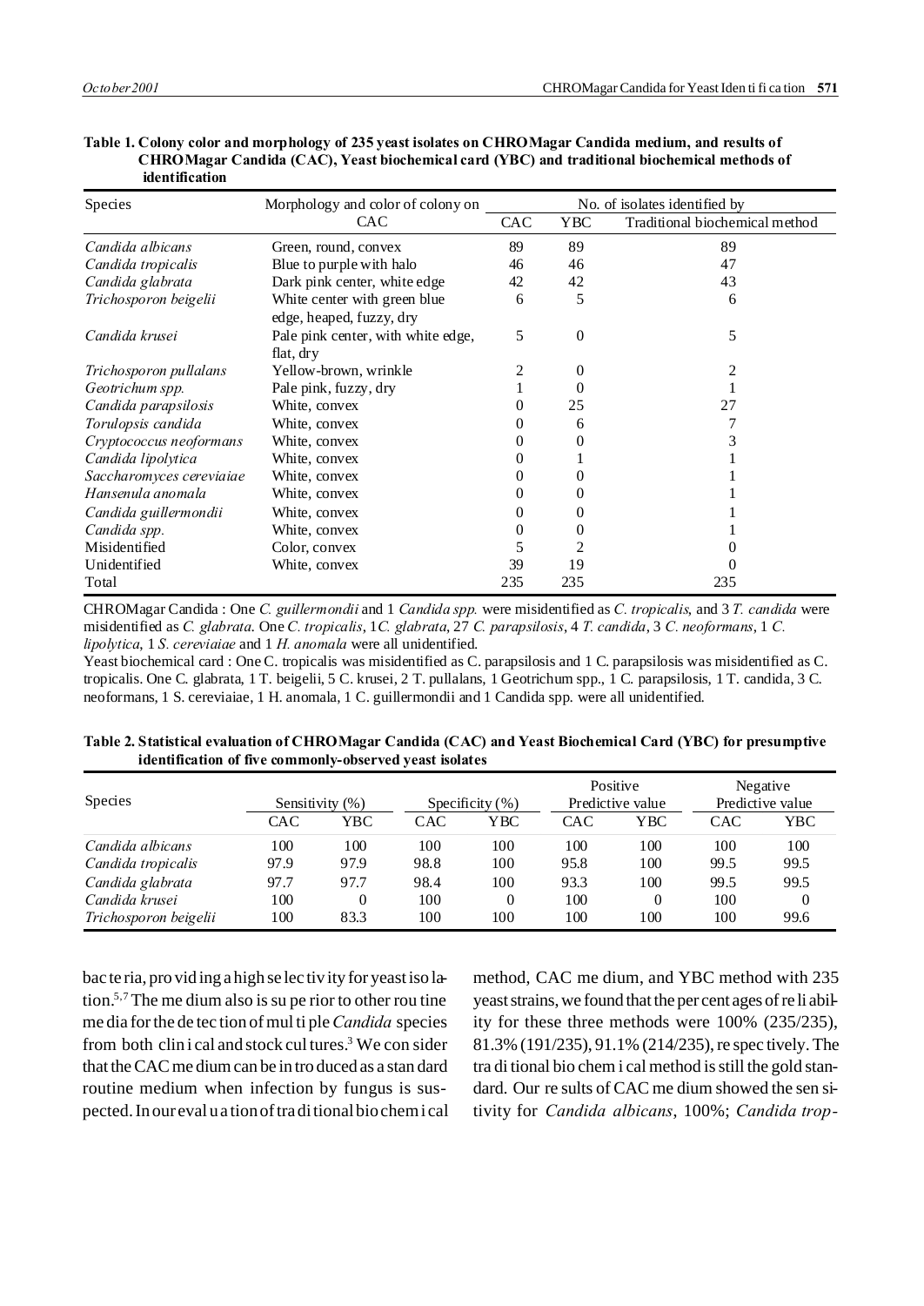**Table 1. Colony color and morphology of 235 yeast isolates on CHROMagar Candida medium, and results of CHROMagar Candida (CAC), Yeast biochemical card (YBC) and traditional biochemical methods of identification**

| Species | Morphology and color of colony on CAC | No. of isolates identified by | | |
|---|---|---|---|---|
| | | CAC | YBC | Traditional biochemical method |
| *Candida albicans* | Green, round, convex | 89 | 89 | 89 |
| *Candida tropicalis* | Blue to purple with halo | 46 | 46 | 47 |
| *Candida glabrata* | Dark pink center, white edge | 42 | 42 | 43 |
| *Trichosporon beigelii* | White center with green blue edge, heaped, fuzzy, dry | 6 | 5 | 6 |
| *Candida krusei* | Pale pink center, with white edge, flat, dry | 5 | 0 | 5 |
| *Trichosporon pullalans* | Yellow-brown, wrinkle | 2 | 0 | 2 |
| *Geotrichum spp.* | Pale pink, fuzzy, dry | 1 | 0 | 1 |
| *Candida parapsilosis* | White, convex | 0 | 25 | 27 |
| *Torulopsis candida* | White, convex | 0 | 6 | 7 |
| *Cryptococcus neoformans* | White, convex | 0 | 0 | 3 |
| *Candida lipolytica* | White, convex | 0 | 1 | 1 |
| *Saccharomyces cereviaiae* | White, convex | 0 | 0 | 1 |
| *Hansenula anomala* | White, convex | 0 | 0 | 1 |
| *Candida guillermondii* | White, convex | 0 | 0 | 1 |
| *Candida spp.* | White, convex | 0 | 0 | 1 |
| Misidentified | Color, convex | 5 | 2 | 0 |
| Unidentified | White, convex | 39 | 19 | 0 |
| Total | | 235 | 235 | 235 |

CHROMagar Candida : One *C. guillermondii* and 1 *Candida spp.* were misidentified as *C. tropicalis*, and 3 *T. candida* were misidentified as *C. glabrata*. One *C. tropicalis*, 1*C. glabrata*, 27 *C. parapsilosis*, 4 *T. candida*, 3 *C. neoformans*, 1 *C. lipolytica*, 1 *S. cereviaiae* and 1 *H. anomala* were all unidentified.

Yeast biochemical card : One C. tropicalis was misidentified as C. parapsilosis and 1 C. parapsilosis was misidentified as C. tropicalis. One C. glabrata, 1 T. beigelii, 5 C. krusei, 2 T. pullalans, 1 Geotrichum spp., 1 C. parapsilosis, 1 T. candida, 3 C. neoformans, 1 S. cereviaiae, 1 H. anomala, 1 C. guillermondii and 1 Candida spp. were all unidentified.

**Table 2. Statistical evaluation of CHROMagar Candida (CAC) and Yeast Biochemical Card (YBC) for presumptive identification of five commonly-observed yeast isolates**

| Species | Sensitivity (%) | | Specificity (%) | | Positive Predictive value | | Negative Predictive value | |
|---|---|---|---|---|---|---|---|---|
| | CAC | YBC | CAC | YBC | CAC | YBC | CAC | YBC |
| *Candida albicans* | 100 | 100 | 100 | 100 | 100 | 100 | 100 | 100 |
| *Candida tropicalis* | 97.9 | 97.9 | 98.8 | 100 | 95.8 | 100 | 99.5 | 99.5 |
| *Candida glabrata* | 97.7 | 97.7 | 98.4 | 100 | 93.3 | 100 | 99.5 | 99.5 |
| *Candida krusei* | 100 | 0 | 100 | 0 | 100 | 0 | 100 | 0 |
| *Trichosporon beigelii* | 100 | 83.3 | 100 | 100 | 100 | 100 | 100 | 99.6 |

bacteria, providing a high selectivity for yeast isolation.[5,7] The medium also is superior to other routine media for the detection of multiple *Candida* species from both clinical and stock cultures.[3] We consider that the CAC medium can be introduced as a standard routine medium when infection by fungus is suspected. In our evaluation of traditional biochemical method, CAC medium, and YBC method with 235 yeast strains, we found that the percentages of reliability for these three methods were 100% (235/235), 81.3% (191/235), 91.1% (214/235), respectively. The traditional biochemical method is still the gold standard. Our results of CAC medium showed the sensitivity for *Candida albicans*, 100%; *Candida trop-*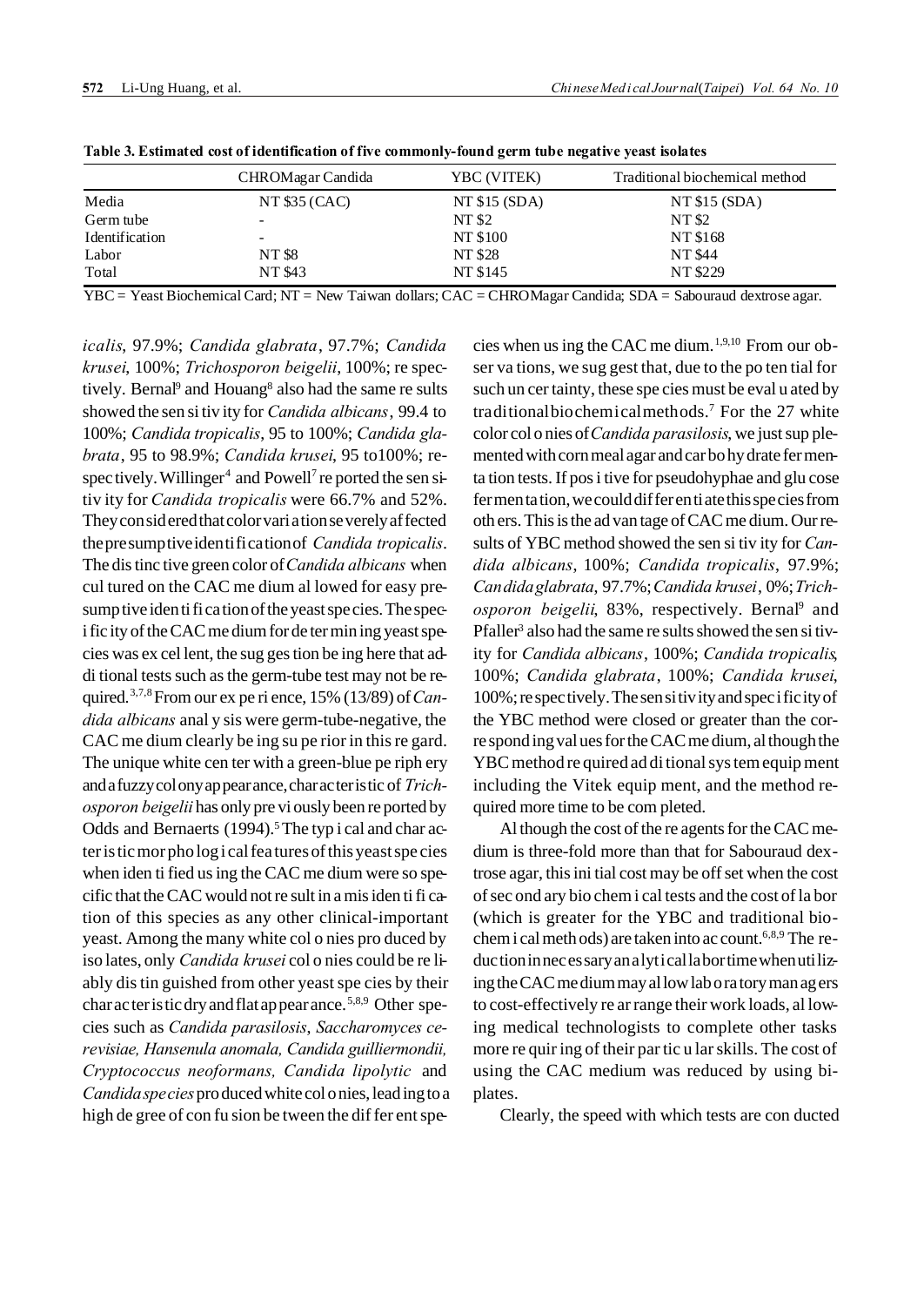**Table 3. Estimated cost of identification of five commonly-found germ tube negative yeast isolates**

| | CHROMagar Candida | YBC (VITEK) | Traditional biochemical method |
|---|---|---|---|
| Media | NT $35 (CAC) | NT $15 (SDA) | NT $15 (SDA) |
| Germ tube | - | NT $2 | NT $2 |
| Identification | - | NT $100 | NT $168 |
| Labor | NT $8 | NT $28 | NT $44 |
| Total | NT $43 | NT $145 | NT $229 |

YBC = Yeast Biochemical Card; NT = New Taiwan dollars; CAC = CHROMagar Candida; SDA = Sabouraud dextrose agar.

*icalis*, 97.9%; *Candida glabrata*, 97.7%; *Candida krusei*, 100%; *Trichosporon beigelii*, 100%; respectively. Bernal[9] and Houang[8] also had the same results showed the sensitivity for *Candida albicans*, 99.4 to 100%; *Candida tropicalis*, 95 to 100%; *Candida glabrata*, 95 to 98.9%; *Candida krusei*, 95 to100%; respectively. Willinger[4] and Powell[7] reported the sensitivity for *Candida tropicalis* were 66.7% and 52%. They considered that color variation severely affected the presumptive identification of *Candida tropicalis*. The distinctive green color of *Candida albicans* when cultured on the CAC medium allowed for easy presumptive identification of the yeast species. The specificity of the CAC medium for determining yeast species was excellent, the suggestion being here that additional tests such as the germ-tube test may not be required.[3,7,8] From our experience, 15% (13/89) of *Candida albicans* analysis were germ-tube-negative, the CAC medium clearly being superior in this regard. The unique white center with a green-blue periphery and a fuzzy colony appearance, characteristic of *Trichosporon beigelii* has only previously been reported by Odds and Bernaerts (1994).[5] The typical and characteristic morphological features of this yeast species when identified using the CAC medium were so specific that the CAC would not result in a misidentification of this species as any other clinical-important yeast. Among the many white colonies produced by isolates, only *Candida krusei* colonies could be reliably distinguished from other yeast species by their characteristic dry and flat appearance.[5,8,9] Other species such as *Candida parasilosis*, *Saccharomyces cerevisiae, Hansenula anomala, Candida guilliermondii, Cryptococcus neoformans, Candida lipolytic* and *Candida species* produced white colonies, leading to a high degree of confusion between the different species when using the CAC medium.[1,9,10] From our observations, we suggest that, due to the potential for such uncertainty, these species must be evaluated by traditional biochemical methods.[7] For the 27 white color colonies of *Candida parasilosis*, we just supplemented with cornmeal agar and carbohydrate fermentation tests. If positive for pseudohyphae and glucose fermentation, we could differentiate this species from others. This is the advantage of CAC medium. Our results of YBC method showed the sensitivity for *Candida albicans*, 100%; *Candida tropicalis*, 97.9%; *Candida glabrata*, 97.7%; *Candida krusei*, 0%; *Trichosporon beigelii*, 83%, respectively. Bernal[9] and Pfaller[3] also had the same results showed the sensitivity for *Candida albicans*, 100%; *Candida tropicalis*, 100%; *Candida glabrata*, 100%; *Candida krusei*, 100%; respectively. The sensitivity and specificity of the YBC method were closed or greater than the corresponding values for the CAC medium, although the YBC method required additional system equipment including the Vitek equipment, and the method required more time to be completed.

Although the cost of the reagents for the CAC medium is three-fold more than that for Sabouraud dextrose agar, this initial cost may be offset when the cost of secondary biochemical tests and the cost of labor (which is greater for the YBC and traditional biochemical methods) are taken into account.[6,8,9] The reduction in necessary analytical labor time when utilizing the CAC medium may allow laboratory managers to cost-effectively rearrange their work loads, allowing medical technologists to complete other tasks more requiring of their particular skills. The cost of using the CAC medium was reduced by using biplates.

Clearly, the speed with which tests are conducted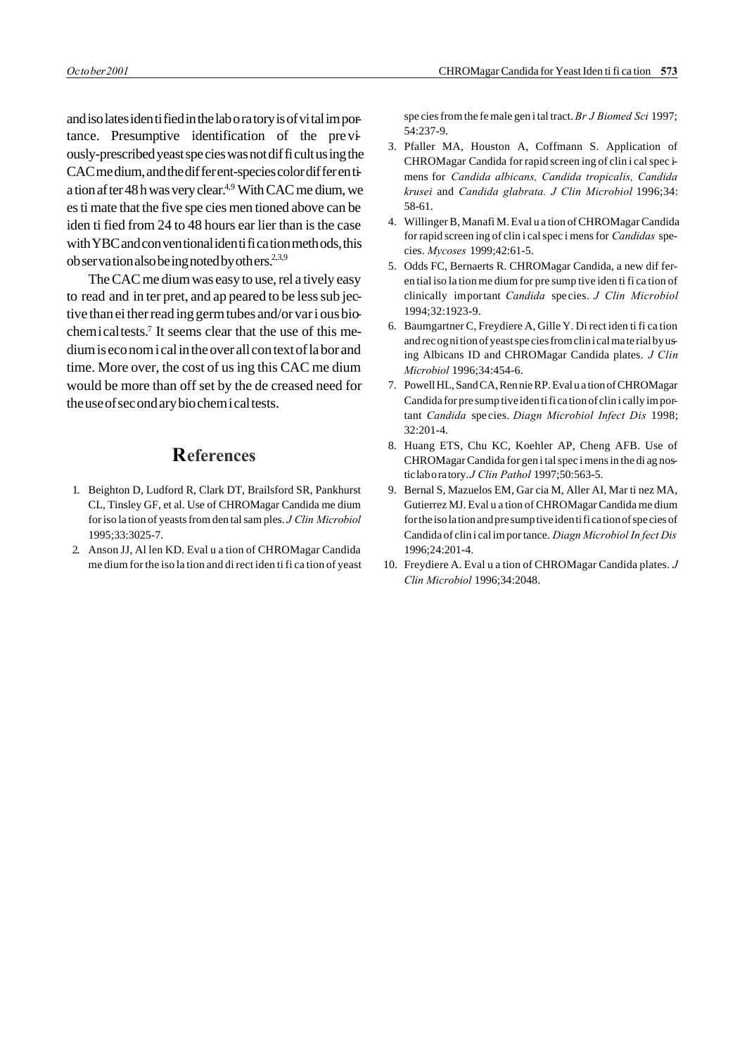and isolates identified in the laboratory is of vital importance. Presumptive identification of the previously-prescribed yeast species was not difficult using the CAC medium, and the different-species color differentiation after 48 h was very clear.[4,9] With CAC medium, we estimate that the five species mentioned above can be identified from 24 to 48 hours earlier than is the case with YBC and conventional identification methods, this observation also being noted by others.[2,3,9]

The CAC medium was easy to use, relatively easy to read and interpret, and appeared to be less subjective than either reading germ tubes and/or various biochemical tests.[7] It seems clear that the use of this medium is economical in the overall context of labor and time. Moreover, the cost of using this CAC medium would be more than offset by the decreased need for the use of secondary biochemical tests.

## References

1. Beighton D, Ludford R, Clark DT, Brailsford SR, Pankhurst CL, Tinsley GF, et al. Use of CHROMagar Candida medium for isolation of yeasts from dental samples. *J Clin Microbiol* 1995;33:3025-7.
2. Anson JJ, Allen KD. Evaluation of CHROMagar Candida medium for the isolation and direct identification of yeast species from the female genital tract. *Br J Biomed Sci* 1997; 54:237-9.
3. Pfaller MA, Houston A, Coffmann S. Application of CHROMagar Candida for rapid screening of clinical specimens for *Candida albicans, Candida tropicalis, Candida krusei* and *Candida glabrata. J Clin Microbiol* 1996;34: 58-61.
4. Willinger B, Manafi M. Evaluation of CHROMagar Candida for rapid screening of clinical specimens for *Candidas* species. *Mycoses* 1999;42:61-5.
5. Odds FC, Bernaerts R. CHROMagar Candida, a new differential isolation medium for presumptive identification of clinically important *Candida* species. *J Clin Microbiol* 1994;32:1923-9.
6. Baumgartner C, Freydiere A, Gille Y. Direct identification and recognition of yeast species from clinical material by using Albicans ID and CHROMagar Candida plates. *J Clin Microbiol* 1996;34:454-6.
7. Powell HL, Sand CA, Rennie RP. Evaluation of CHROMagar Candida for presumptive identification of clinically important *Candida* species. *Diagn Microbiol Infect Dis* 1998; 32:201-4.
8. Huang ETS, Chu KC, Koehler AP, Cheng AFB. Use of CHROMagar Candida for genital specimens in the diagnostic laboratory. *J Clin Pathol* 1997;50:563-5.
9. Bernal S, Mazuelos EM, Garcia M, Aller AI, Martinez MA, Gutierrez MJ. Evaluation of CHROMagar Candida medium for the isolation and presumptive identification of species of Candida of clinical importance. *Diagn Microbiol Infect Dis* 1996;24:201-4.
10. Freydiere A. Evaluation of CHROMagar Candida plates. *J Clin Microbiol* 1996;34:2048.